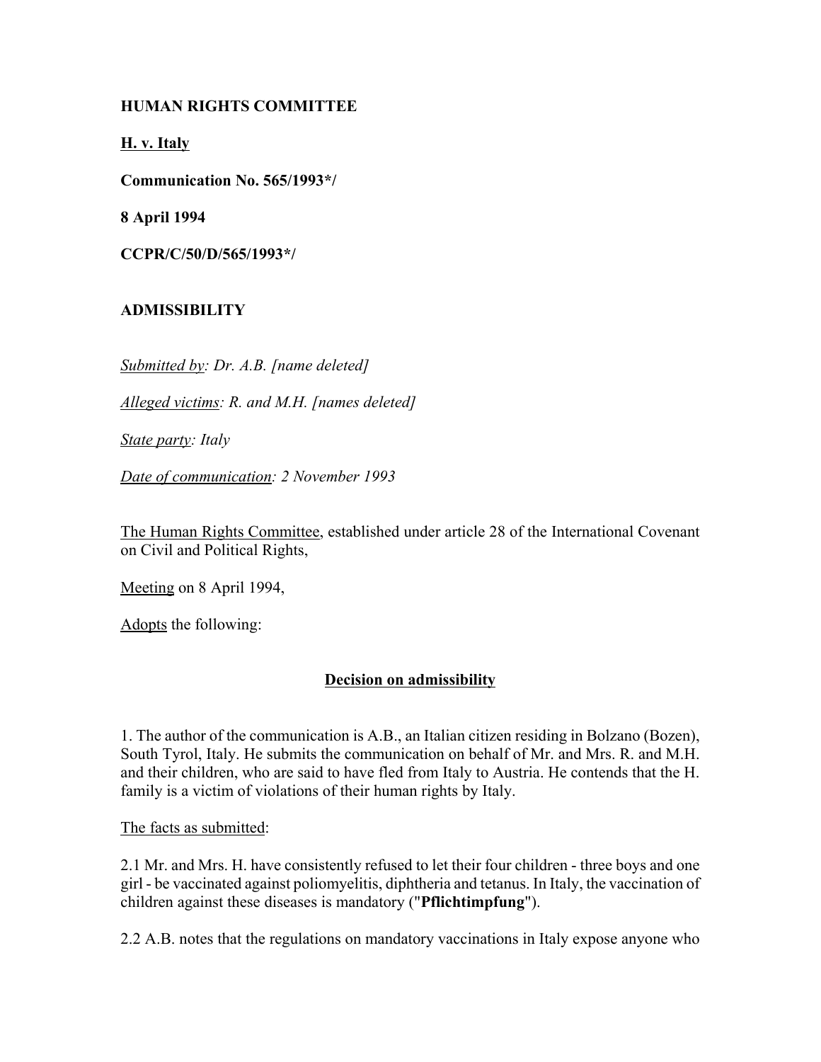**HUMAN RIGHTS COMMITTEE**

**H. v. Italy**

**Communication No. 565/1993*/**

**8 April 1994**

**CCPR/C/50/D/565/1993*/**

**ADMISSIBILITY**

*Submitted by: Dr. A.B. [name deleted]*

*Alleged victims: R. and M.H. [names deleted]*

*State party: Italy*

*Date of communication: 2 November 1993*

The Human Rights Committee, established under article 28 of the International Covenant on Civil and Political Rights,

Meeting on 8 April 1994,

Adopts the following:

**Decision on admissibility**

1. The author of the communication is A.B., an Italian citizen residing in Bolzano (Bozen), South Tyrol, Italy. He submits the communication on behalf of Mr. and Mrs. R. and M.H. and their children, who are said to have fled from Italy to Austria. He contends that the H. family is a victim of violations of their human rights by Italy.

The facts as submitted:

2.1 Mr. and Mrs. H. have consistently refused to let their four children - three boys and one girl - be vaccinated against poliomyelitis, diphtheria and tetanus. In Italy, the vaccination of children against these diseases is mandatory ("**Pflichtimpfung**").

2.2 A.B. notes that the regulations on mandatory vaccinations in Italy expose anyone who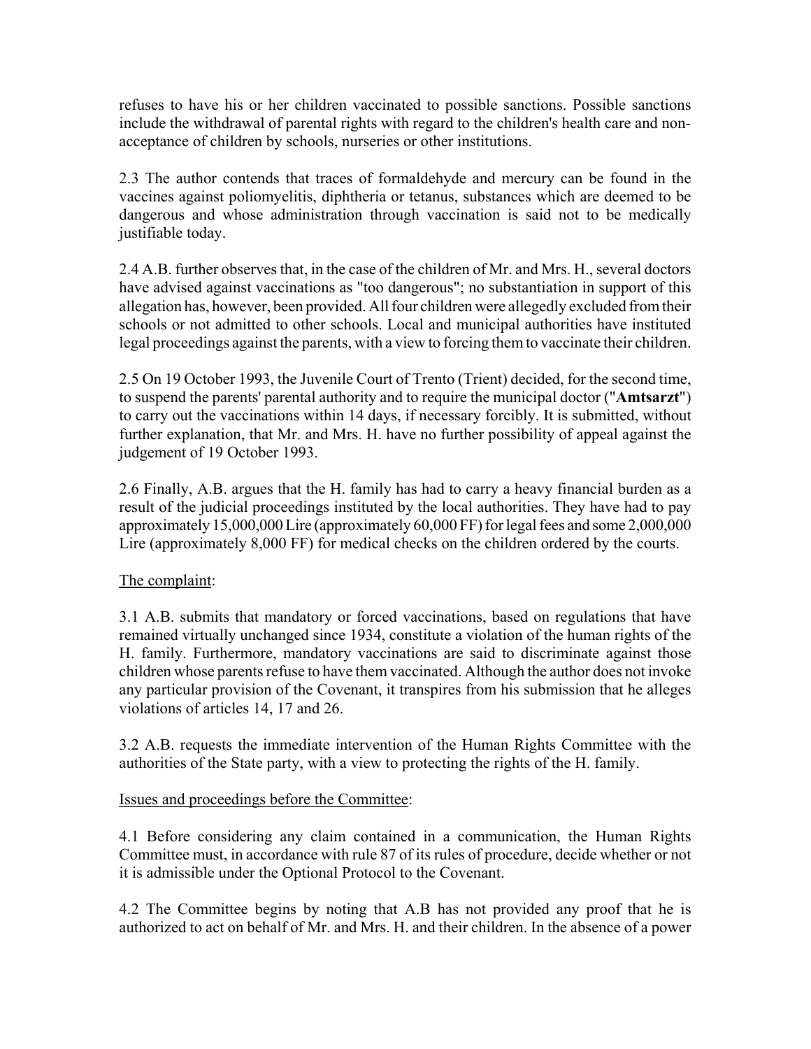refuses to have his or her children vaccinated to possible sanctions. Possible sanctions include the withdrawal of parental rights with regard to the children's health care and non-acceptance of children by schools, nurseries or other institutions.

2.3 The author contends that traces of formaldehyde and mercury can be found in the vaccines against poliomyelitis, diphtheria or tetanus, substances which are deemed to be dangerous and whose administration through vaccination is said not to be medically justifiable today.

2.4 A.B. further observes that, in the case of the children of Mr. and Mrs. H., several doctors have advised against vaccinations as "too dangerous"; no substantiation in support of this allegation has, however, been provided. All four children were allegedly excluded from their schools or not admitted to other schools. Local and municipal authorities have instituted legal proceedings against the parents, with a view to forcing them to vaccinate their children.

2.5 On 19 October 1993, the Juvenile Court of Trento (Trient) decided, for the second time, to suspend the parents' parental authority and to require the municipal doctor ("**Amtsarzt**") to carry out the vaccinations within 14 days, if necessary forcibly. It is submitted, without further explanation, that Mr. and Mrs. H. have no further possibility of appeal against the judgement of 19 October 1993.

2.6 Finally, A.B. argues that the H. family has had to carry a heavy financial burden as a result of the judicial proceedings instituted by the local authorities. They have had to pay approximately 15,000,000 Lire (approximately 60,000 FF) for legal fees and some 2,000,000 Lire (approximately 8,000 FF) for medical checks on the children ordered by the courts.

<u>The complaint</u>:

3.1 A.B. submits that mandatory or forced vaccinations, based on regulations that have remained virtually unchanged since 1934, constitute a violation of the human rights of the H. family. Furthermore, mandatory vaccinations are said to discriminate against those children whose parents refuse to have them vaccinated. Although the author does not invoke any particular provision of the Covenant, it transpires from his submission that he alleges violations of articles 14, 17 and 26.

3.2 A.B. requests the immediate intervention of the Human Rights Committee with the authorities of the State party, with a view to protecting the rights of the H. family.

<u>Issues and proceedings before the Committee</u>:

4.1 Before considering any claim contained in a communication, the Human Rights Committee must, in accordance with rule 87 of its rules of procedure, decide whether or not it is admissible under the Optional Protocol to the Covenant.

4.2 The Committee begins by noting that A.B has not provided any proof that he is authorized to act on behalf of Mr. and Mrs. H. and their children. In the absence of a power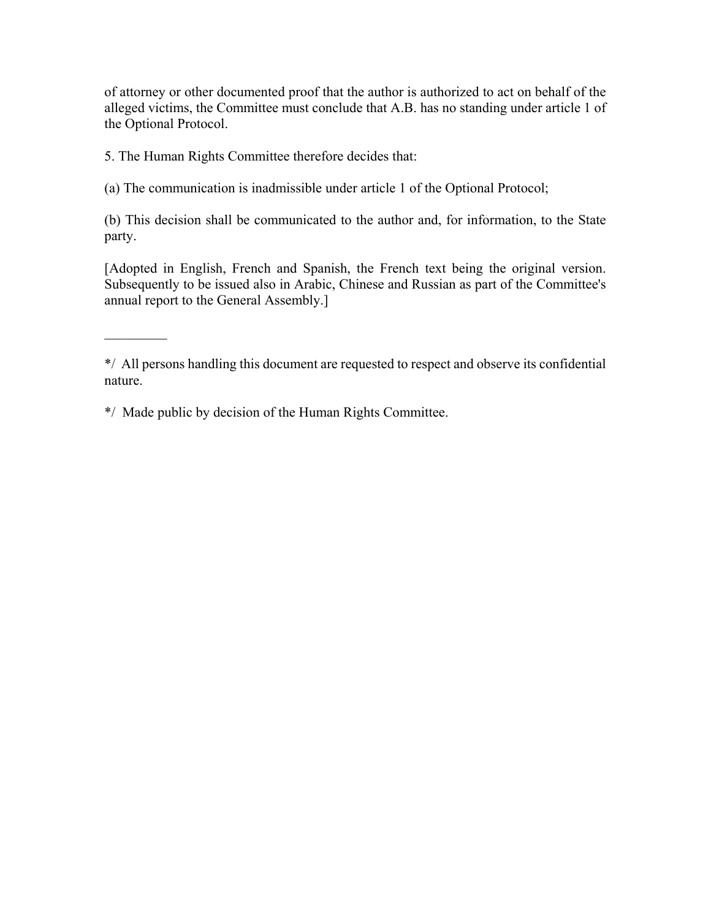of attorney or other documented proof that the author is authorized to act on behalf of the alleged victims, the Committee must conclude that A.B. has no standing under article 1 of the Optional Protocol.

5. The Human Rights Committee therefore decides that:

(a) The communication is inadmissible under article 1 of the Optional Protocol;

(b) This decision shall be communicated to the author and, for information, to the State party.

[Adopted in English, French and Spanish, the French text being the original version. Subsequently to be issued also in Arabic, Chinese and Russian as part of the Committee's annual report to the General Assembly.]

_________

*/ All persons handling this document are requested to respect and observe its confidential nature.

*/ Made public by decision of the Human Rights Committee.